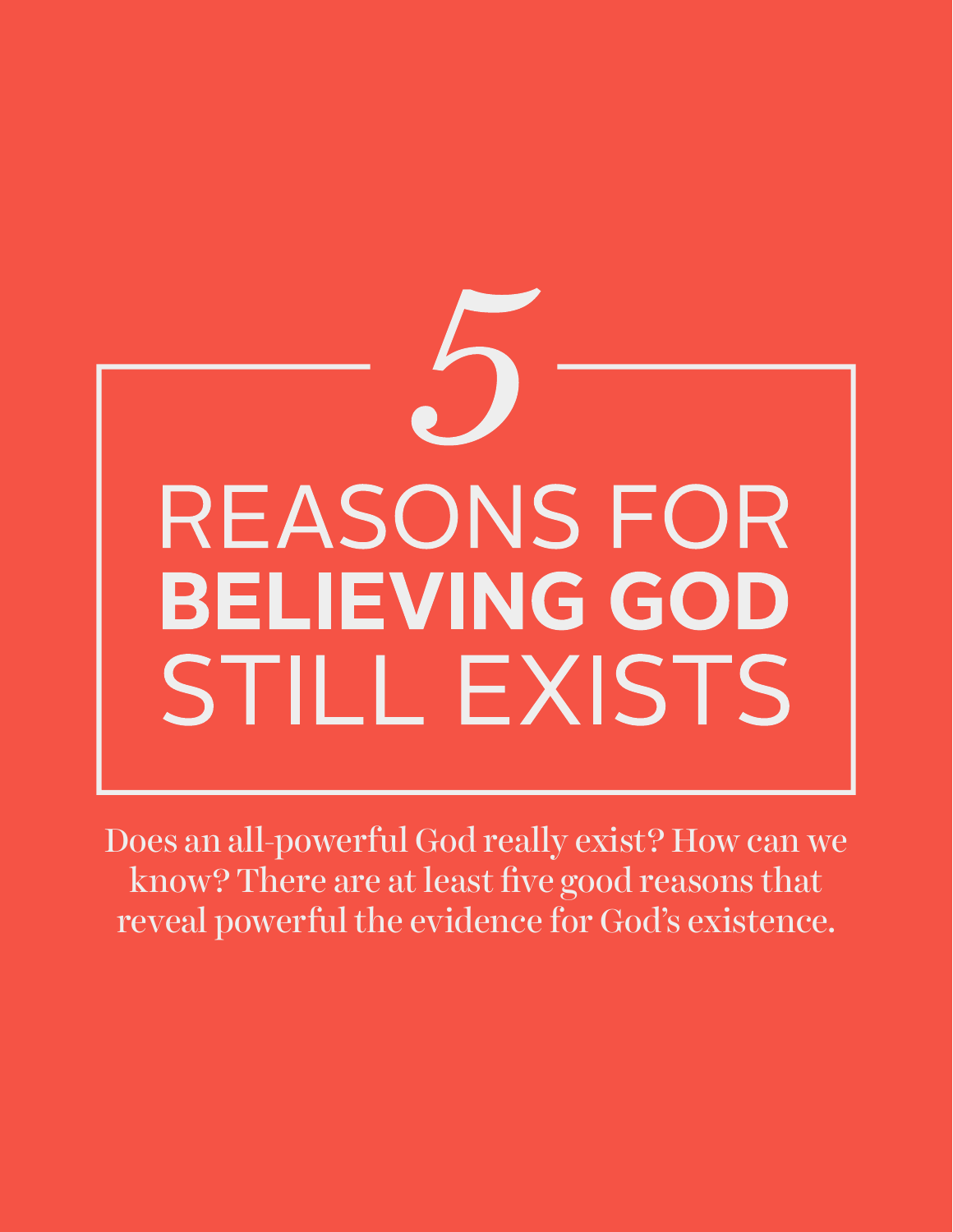# 5 REASONS FOR **BELIEVING GOD** STILL EXISTS

Does an all-powerful God really exist? How can we know? There are at least five good reasons that reveal powerful the evidence for God's existence.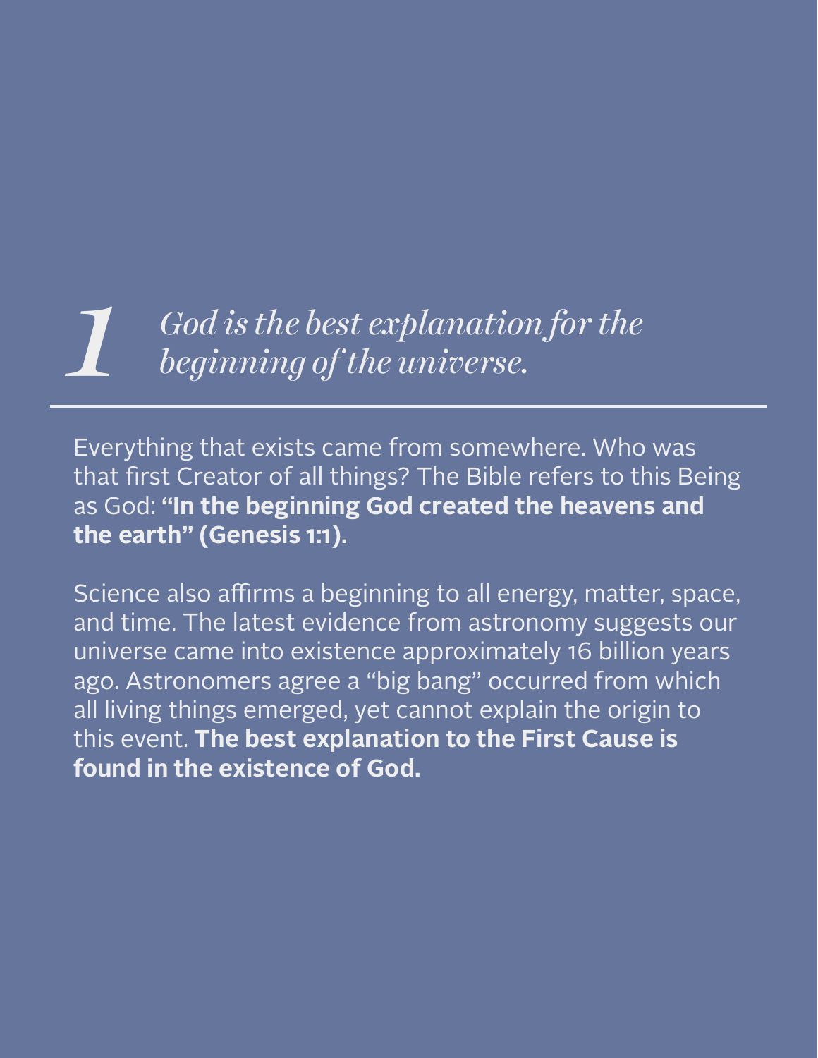## *1 God is the best explanation for the beginning of the universe.*

---

Everything that exists came from somewhere. Who was that first Creator of all things? The Bible refers to this Being as God: **"In the beginning God created the heavens and the earth" (Genesis 1:1).**

Science also affirms a beginning to all energy, matter, space, and time. The latest evidence from astronomy suggests our universe came into existence approximately 16 billion years ago. Astronomers agree a "big bang" occurred from which all living things emerged, yet cannot explain the origin to this event. **The best explanation to the First Cause is found in the existence of God.**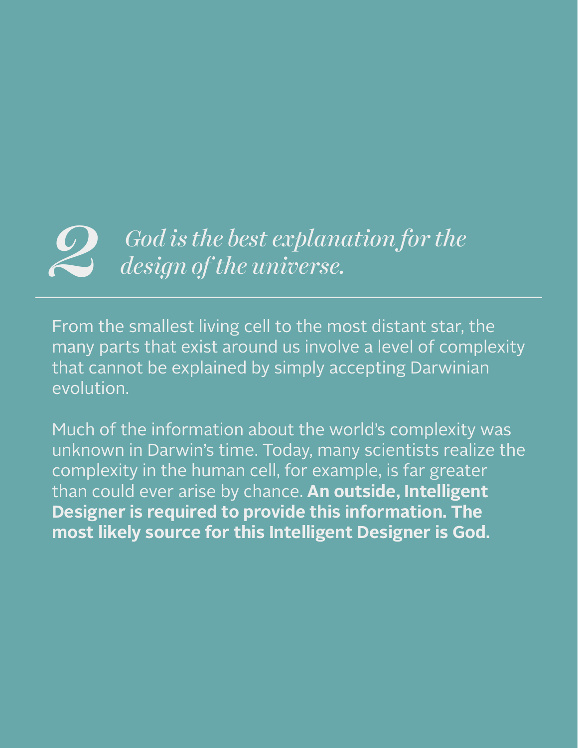## 2 *God is the best explanation for the design of the universe.*

---

From the smallest living cell to the most distant star, the many parts that exist around us involve a level of complexity that cannot be explained by simply accepting Darwinian evolution.

Much of the information about the world's complexity was unknown in Darwin's time. Today, many scientists realize the complexity in the human cell, for example, is far greater than could ever arise by chance. **An outside, Intelligent Designer is required to provide this information. The most likely source for this Intelligent Designer is God.**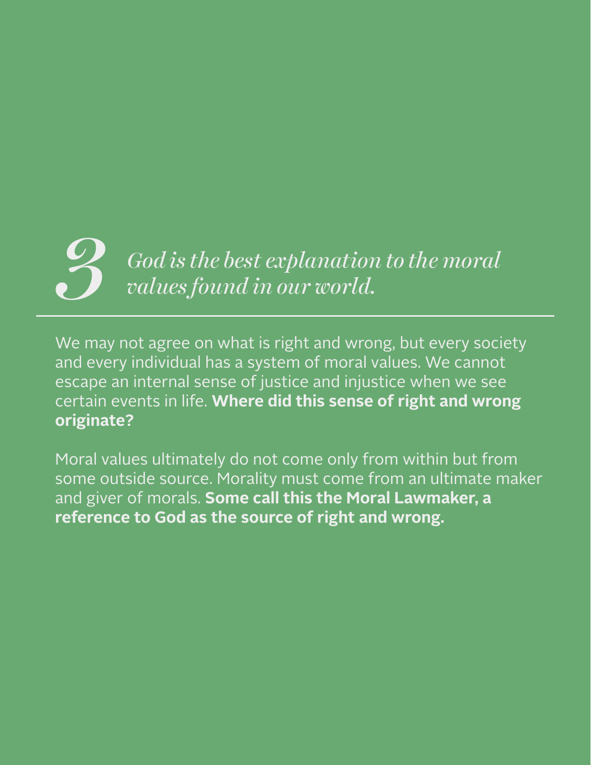## *3 God is the best explanation to the moral values found in our world.*

---

We may not agree on what is right and wrong, but every society and every individual has a system of moral values. We cannot escape an internal sense of justice and injustice when we see certain events in life. **Where did this sense of right and wrong originate?**

Moral values ultimately do not come only from within but from some outside source. Morality must come from an ultimate maker and giver of morals. **Some call this the Moral Lawmaker, a reference to God as the source of right and wrong.**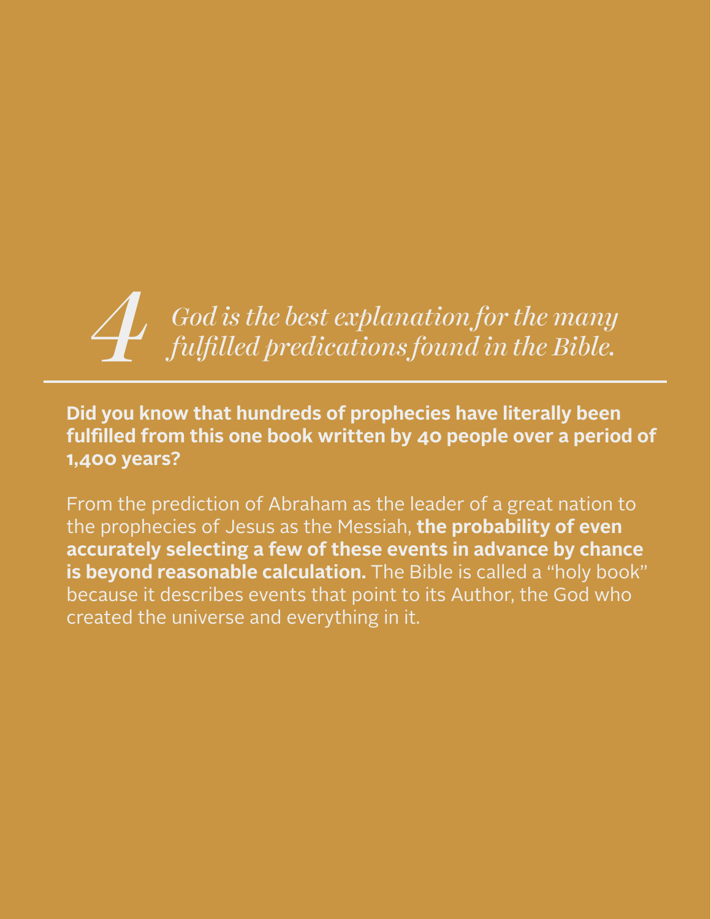## *4 God is the best explanation for the many fulfilled predications found in the Bible.*

**Did you know that hundreds of prophecies have literally been fulfilled from this one book written by 40 people over a period of 1,400 years?**

From the prediction of Abraham as the leader of a great nation to the prophecies of Jesus as the Messiah, **the probability of even accurately selecting a few of these events in advance by chance is beyond reasonable calculation.** The Bible is called a "holy book" because it describes events that point to its Author, the God who created the universe and everything in it.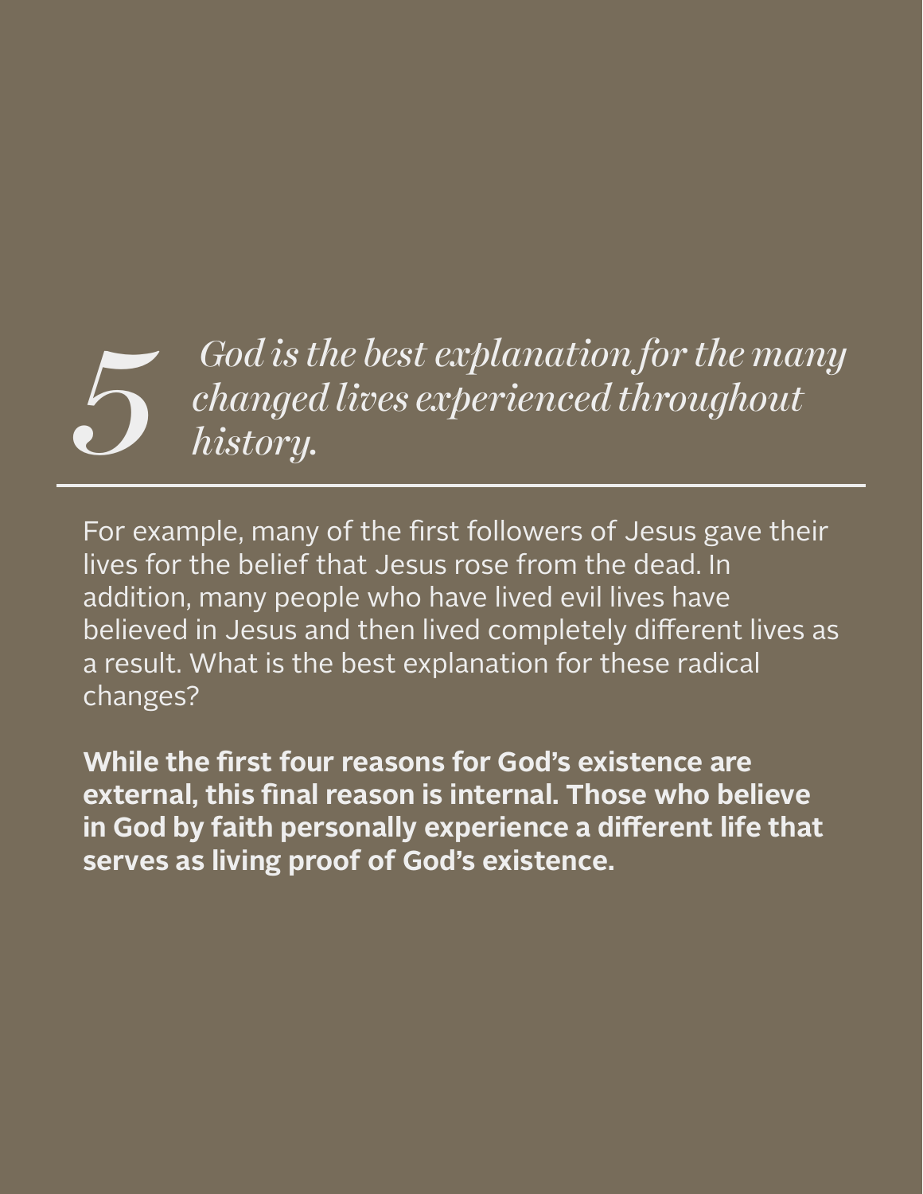## 5 *God is the best explanation for the many changed lives experienced throughout history.*

For example, many of the first followers of Jesus gave their lives for the belief that Jesus rose from the dead. In addition, many people who have lived evil lives have believed in Jesus and then lived completely different lives as a result. What is the best explanation for these radical changes?

**While the first four reasons for God's existence are external, this final reason is internal. Those who believe in God by faith personally experience a different life that serves as living proof of God's existence.**